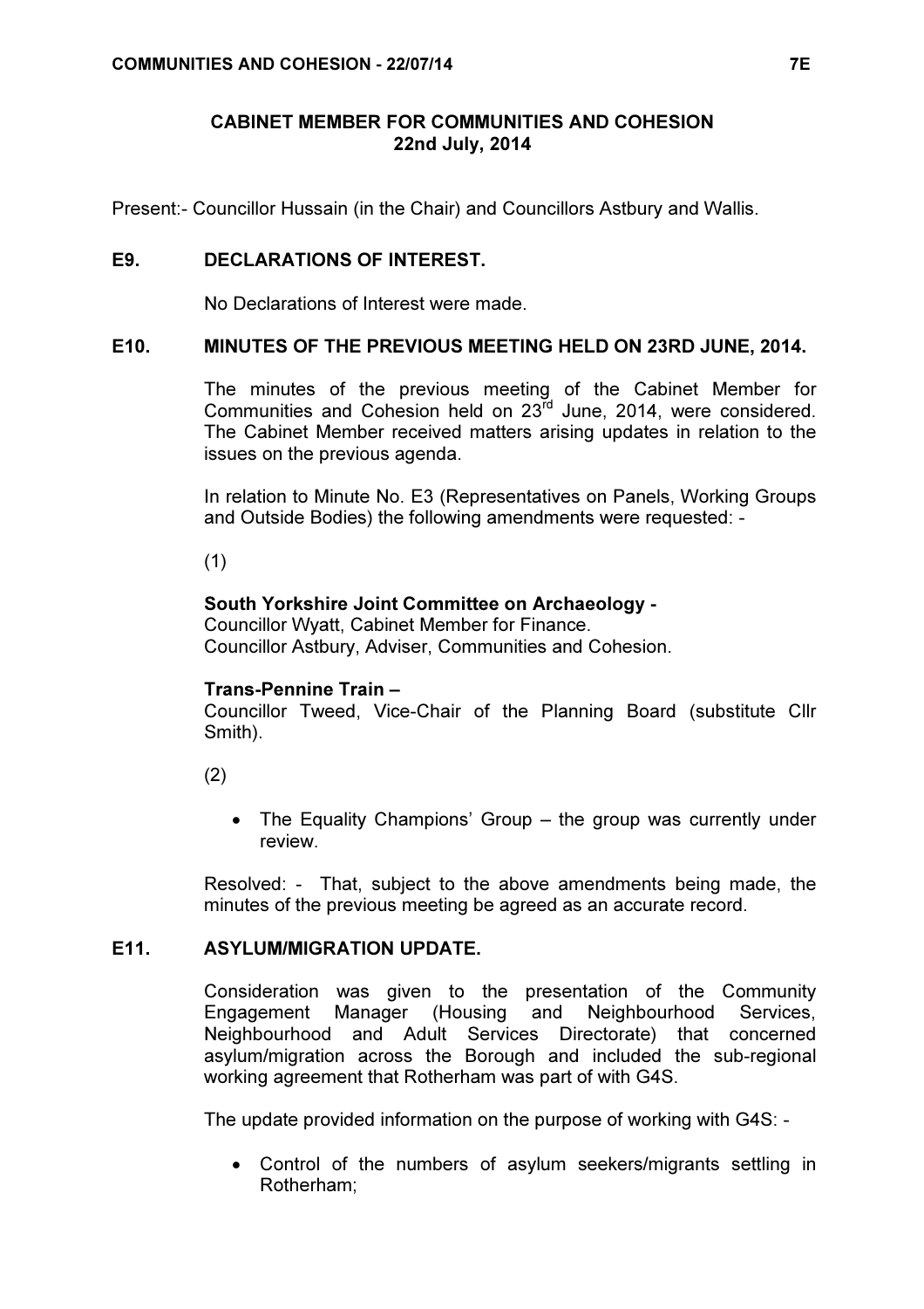# CABINET MEMBER FOR COMMUNITIES AND COHESION
## 22nd July, 2014

Present:- Councillor Hussain (in the Chair) and Councillors Astbury and Wallis.

## E9. DECLARATIONS OF INTEREST.

No Declarations of Interest were made.

## E10. MINUTES OF THE PREVIOUS MEETING HELD ON 23RD JUNE, 2014.

The minutes of the previous meeting of the Cabinet Member for Communities and Cohesion held on 23rd June, 2014, were considered. The Cabinet Member received matters arising updates in relation to the issues on the previous agenda.

In relation to Minute No. E3 (Representatives on Panels, Working Groups and Outside Bodies) the following amendments were requested: -

(1)

**South Yorkshire Joint Committee on Archaeology -**
Councillor Wyatt, Cabinet Member for Finance.
Councillor Astbury, Adviser, Communities and Cohesion.

**Trans-Pennine Train –**
Councillor Tweed, Vice-Chair of the Planning Board (substitute Cllr Smith).

(2)

- The Equality Champions' Group – the group was currently under review.

Resolved: - That, subject to the above amendments being made, the minutes of the previous meeting be agreed as an accurate record.

## E11. ASYLUM/MIGRATION UPDATE.

Consideration was given to the presentation of the Community Engagement Manager (Housing and Neighbourhood Services, Neighbourhood and Adult Services Directorate) that concerned asylum/migration across the Borough and included the sub-regional working agreement that Rotherham was part of with G4S.

The update provided information on the purpose of working with G4S: -

- Control of the numbers of asylum seekers/migrants settling in Rotherham;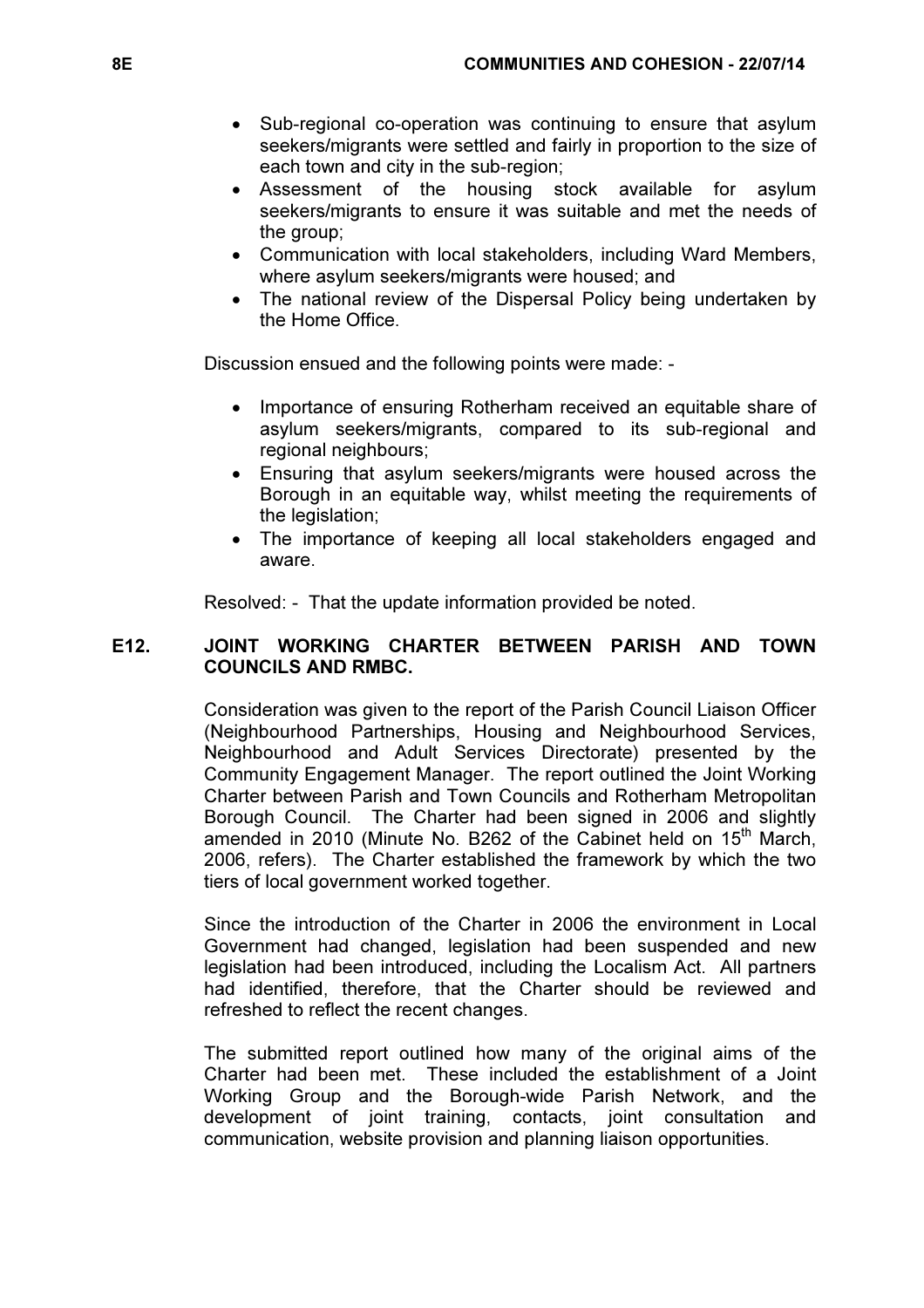- Sub-regional co-operation was continuing to ensure that asylum seekers/migrants were settled and fairly in proportion to the size of each town and city in the sub-region;
- Assessment of the housing stock available for asylum seekers/migrants to ensure it was suitable and met the needs of the group;
- Communication with local stakeholders, including Ward Members, where asylum seekers/migrants were housed; and
- The national review of the Dispersal Policy being undertaken by the Home Office.

Discussion ensued and the following points were made: -

- Importance of ensuring Rotherham received an equitable share of asylum seekers/migrants, compared to its sub-regional and regional neighbours;
- Ensuring that asylum seekers/migrants were housed across the Borough in an equitable way, whilst meeting the requirements of the legislation;
- The importance of keeping all local stakeholders engaged and aware.

Resolved: - That the update information provided be noted.

## E12. JOINT WORKING CHARTER BETWEEN PARISH AND TOWN COUNCILS AND RMBC.

Consideration was given to the report of the Parish Council Liaison Officer (Neighbourhood Partnerships, Housing and Neighbourhood Services, Neighbourhood and Adult Services Directorate) presented by the Community Engagement Manager. The report outlined the Joint Working Charter between Parish and Town Councils and Rotherham Metropolitan Borough Council. The Charter had been signed in 2006 and slightly amended in 2010 (Minute No. B262 of the Cabinet held on 15th March, 2006, refers). The Charter established the framework by which the two tiers of local government worked together.

Since the introduction of the Charter in 2006 the environment in Local Government had changed, legislation had been suspended and new legislation had been introduced, including the Localism Act. All partners had identified, therefore, that the Charter should be reviewed and refreshed to reflect the recent changes.

The submitted report outlined how many of the original aims of the Charter had been met. These included the establishment of a Joint Working Group and the Borough-wide Parish Network, and the development of joint training, contacts, joint consultation and communication, website provision and planning liaison opportunities.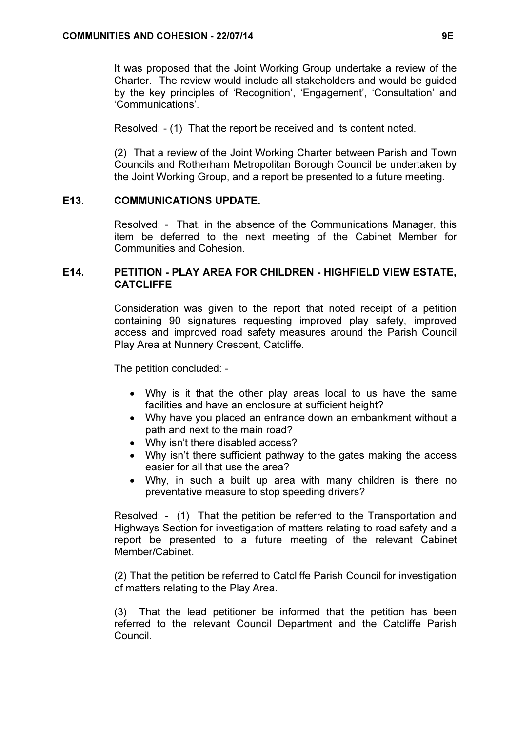It was proposed that the Joint Working Group undertake a review of the Charter. The review would include all stakeholders and would be guided by the key principles of 'Recognition', 'Engagement', 'Consultation' and 'Communications'.

Resolved: - (1) That the report be received and its content noted.

(2) That a review of the Joint Working Charter between Parish and Town Councils and Rotherham Metropolitan Borough Council be undertaken by the Joint Working Group, and a report be presented to a future meeting.

## E13. COMMUNICATIONS UPDATE.

Resolved: - That, in the absence of the Communications Manager, this item be deferred to the next meeting of the Cabinet Member for Communities and Cohesion.

## E14. PETITION - PLAY AREA FOR CHILDREN - HIGHFIELD VIEW ESTATE, CATCLIFFE

Consideration was given to the report that noted receipt of a petition containing 90 signatures requesting improved play safety, improved access and improved road safety measures around the Parish Council Play Area at Nunnery Crescent, Catcliffe.

The petition concluded: -

- Why is it that the other play areas local to us have the same facilities and have an enclosure at sufficient height?
- Why have you placed an entrance down an embankment without a path and next to the main road?
- Why isn't there disabled access?
- Why isn't there sufficient pathway to the gates making the access easier for all that use the area?
- Why, in such a built up area with many children is there no preventative measure to stop speeding drivers?

Resolved: - (1) That the petition be referred to the Transportation and Highways Section for investigation of matters relating to road safety and a report be presented to a future meeting of the relevant Cabinet Member/Cabinet.

(2) That the petition be referred to Catcliffe Parish Council for investigation of matters relating to the Play Area.

(3) That the lead petitioner be informed that the petition has been referred to the relevant Council Department and the Catcliffe Parish Council.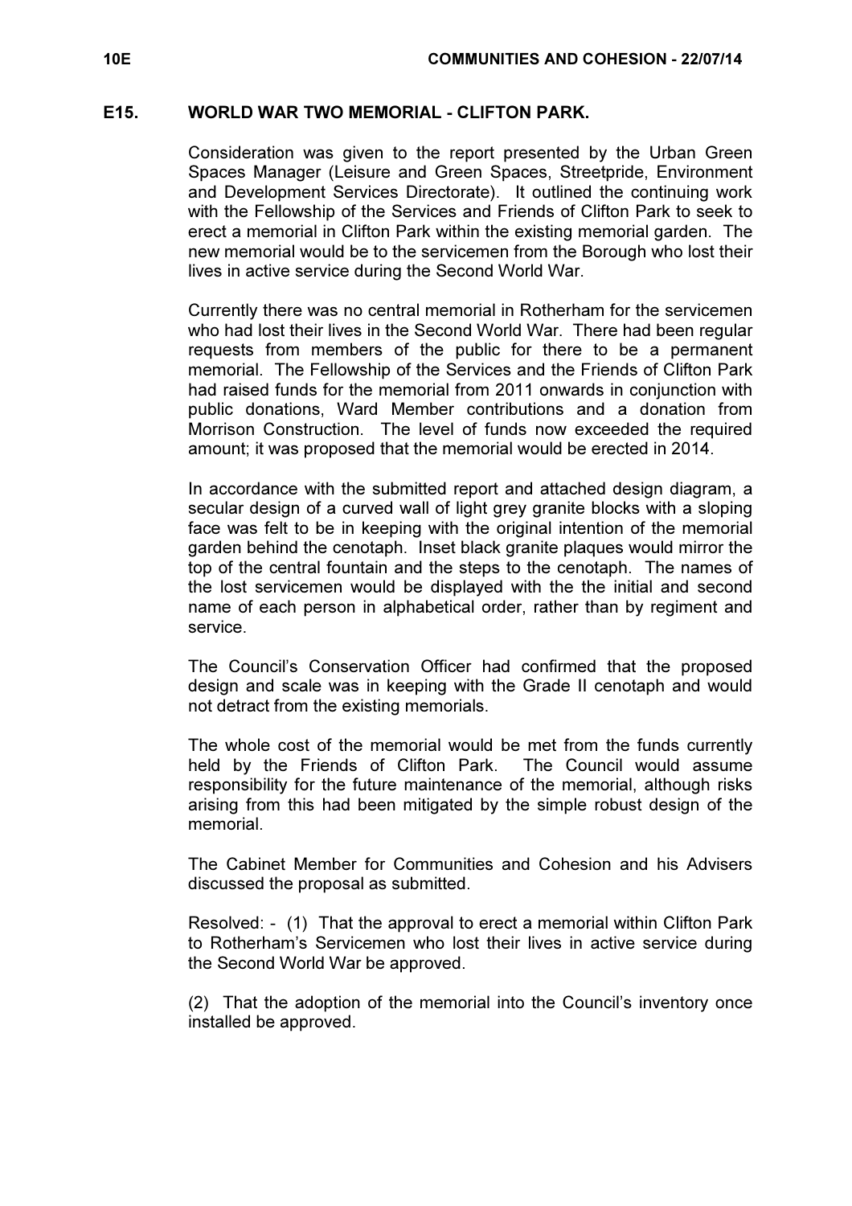## E15. WORLD WAR TWO MEMORIAL - CLIFTON PARK.

Consideration was given to the report presented by the Urban Green Spaces Manager (Leisure and Green Spaces, Streetpride, Environment and Development Services Directorate). It outlined the continuing work with the Fellowship of the Services and Friends of Clifton Park to seek to erect a memorial in Clifton Park within the existing memorial garden. The new memorial would be to the servicemen from the Borough who lost their lives in active service during the Second World War.

Currently there was no central memorial in Rotherham for the servicemen who had lost their lives in the Second World War. There had been regular requests from members of the public for there to be a permanent memorial. The Fellowship of the Services and the Friends of Clifton Park had raised funds for the memorial from 2011 onwards in conjunction with public donations, Ward Member contributions and a donation from Morrison Construction. The level of funds now exceeded the required amount; it was proposed that the memorial would be erected in 2014.

In accordance with the submitted report and attached design diagram, a secular design of a curved wall of light grey granite blocks with a sloping face was felt to be in keeping with the original intention of the memorial garden behind the cenotaph. Inset black granite plaques would mirror the top of the central fountain and the steps to the cenotaph. The names of the lost servicemen would be displayed with the the initial and second name of each person in alphabetical order, rather than by regiment and service.

The Council's Conservation Officer had confirmed that the proposed design and scale was in keeping with the Grade II cenotaph and would not detract from the existing memorials.

The whole cost of the memorial would be met from the funds currently held by the Friends of Clifton Park. The Council would assume responsibility for the future maintenance of the memorial, although risks arising from this had been mitigated by the simple robust design of the memorial.

The Cabinet Member for Communities and Cohesion and his Advisers discussed the proposal as submitted.

Resolved: - (1) That the approval to erect a memorial within Clifton Park to Rotherham's Servicemen who lost their lives in active service during the Second World War be approved.

(2) That the adoption of the memorial into the Council's inventory once installed be approved.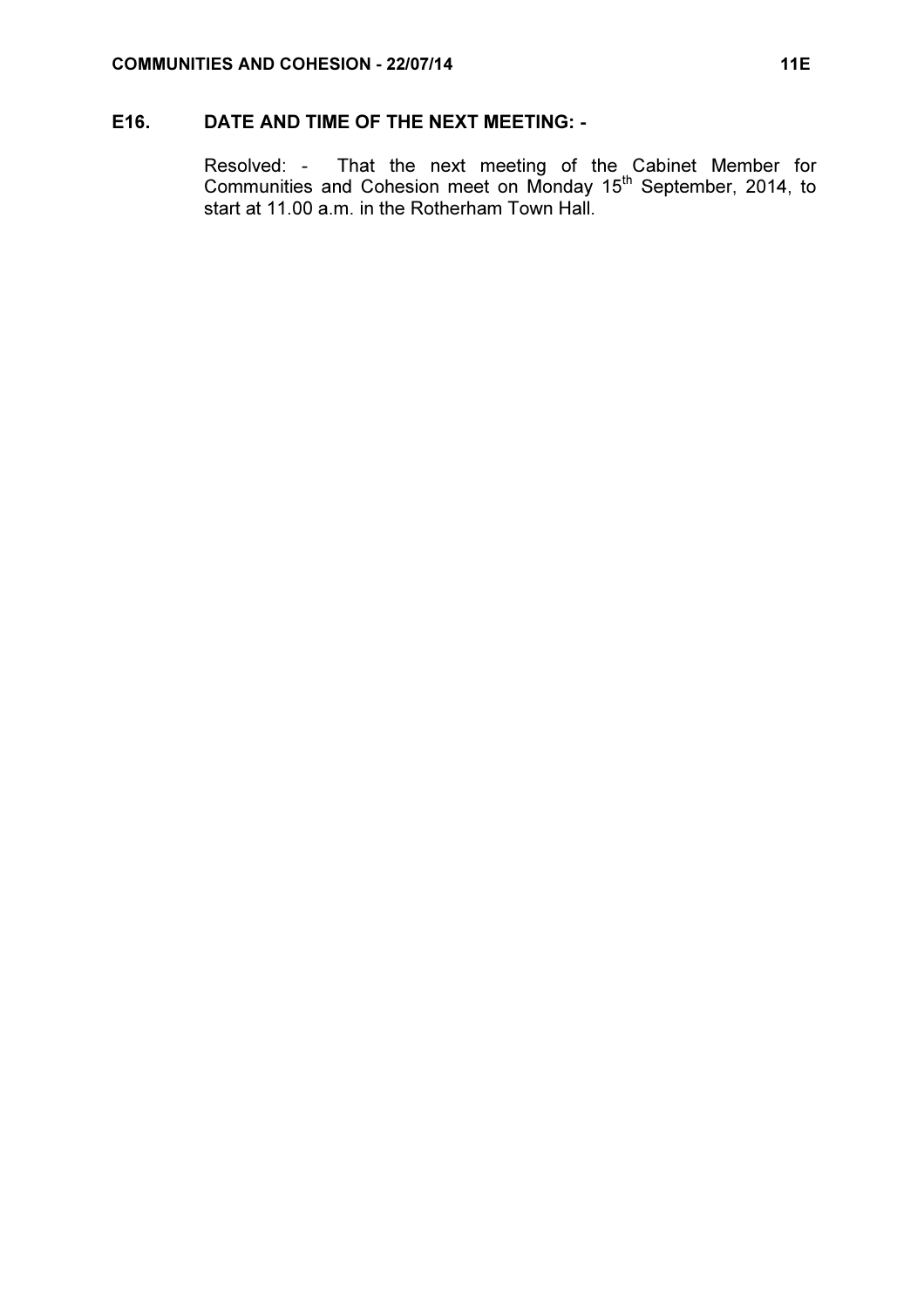## E16. DATE AND TIME OF THE NEXT MEETING: -

Resolved: - That the next meeting of the Cabinet Member for Communities and Cohesion meet on Monday 15th September, 2014, to start at 11.00 a.m. in the Rotherham Town Hall.